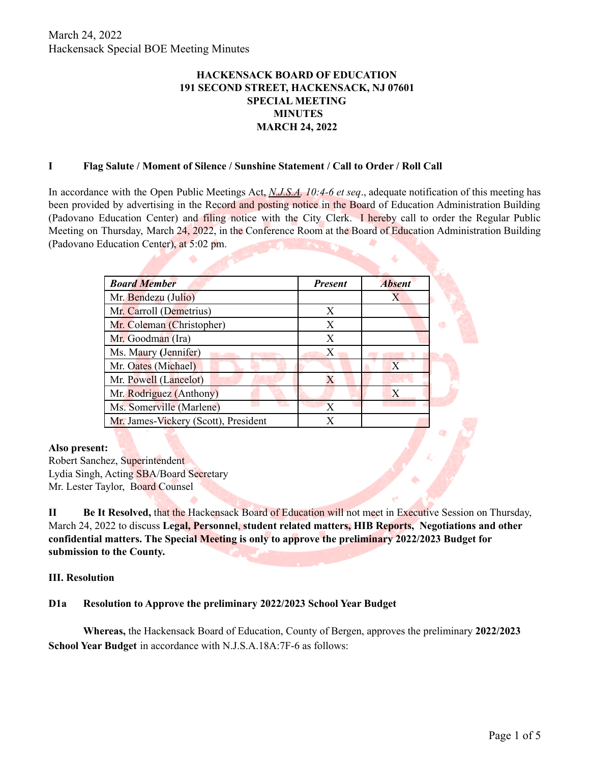**HACKENSACK BOARD OF EDUCATION**
**191 SECOND STREET, HACKENSACK, NJ 07601**
**SPECIAL MEETING**
**MINUTES**
**MARCH 24, 2022**

## I Flag Salute / Moment of Silence / Sunshine Statement / Call to Order / Roll Call

In accordance with the Open Public Meetings Act, *N.J.S.A. 10:4-6 et seq*., adequate notification of this meeting has been provided by advertising in the Record and posting notice in the Board of Education Administration Building (Padovano Education Center) and filing notice with the City Clerk. I hereby call to order the Regular Public Meeting on Thursday, March 24, 2022, in the Conference Room at the Board of Education Administration Building (Padovano Education Center), at 5:02 pm.

| *Board Member* | *Present* | *Absent* |
|---|---|---|
| Mr. Bendezu (Julio) | | X |
| Mr. Carroll (Demetrius) | X | |
| Mr. Coleman (Christopher) | X | |
| Mr. Goodman (Ira) | X | |
| Ms. Maury (Jennifer) | X | |
| Mr. Oates (Michael) | | X |
| Mr. Powell (Lancelot) | X | |
| Mr. Rodriguez (Anthony) | | X |
| Ms. Somerville (Marlene) | X | |
| Mr. James-Vickery (Scott), President | X | |

**Also present:**
Robert Sanchez, Superintendent
Lydia Singh, Acting SBA/Board Secretary
Mr. Lester Taylor, Board Counsel

**II Be It Resolved,** that the Hackensack Board of Education will not meet in Executive Session on Thursday, March 24, 2022 to discuss **Legal, Personnel, student related matters, HIB Reports, Negotiations and other confidential matters. The Special Meeting is only to approve the preliminary 2022/2023 Budget for submission to the County.**

## III. Resolution

### D1a Resolution to Approve the preliminary 2022/2023 School Year Budget

**Whereas,** the Hackensack Board of Education, County of Bergen, approves the preliminary **2022/2023 School Year Budget** in accordance with N.J.S.A.18A:7F-6 as follows: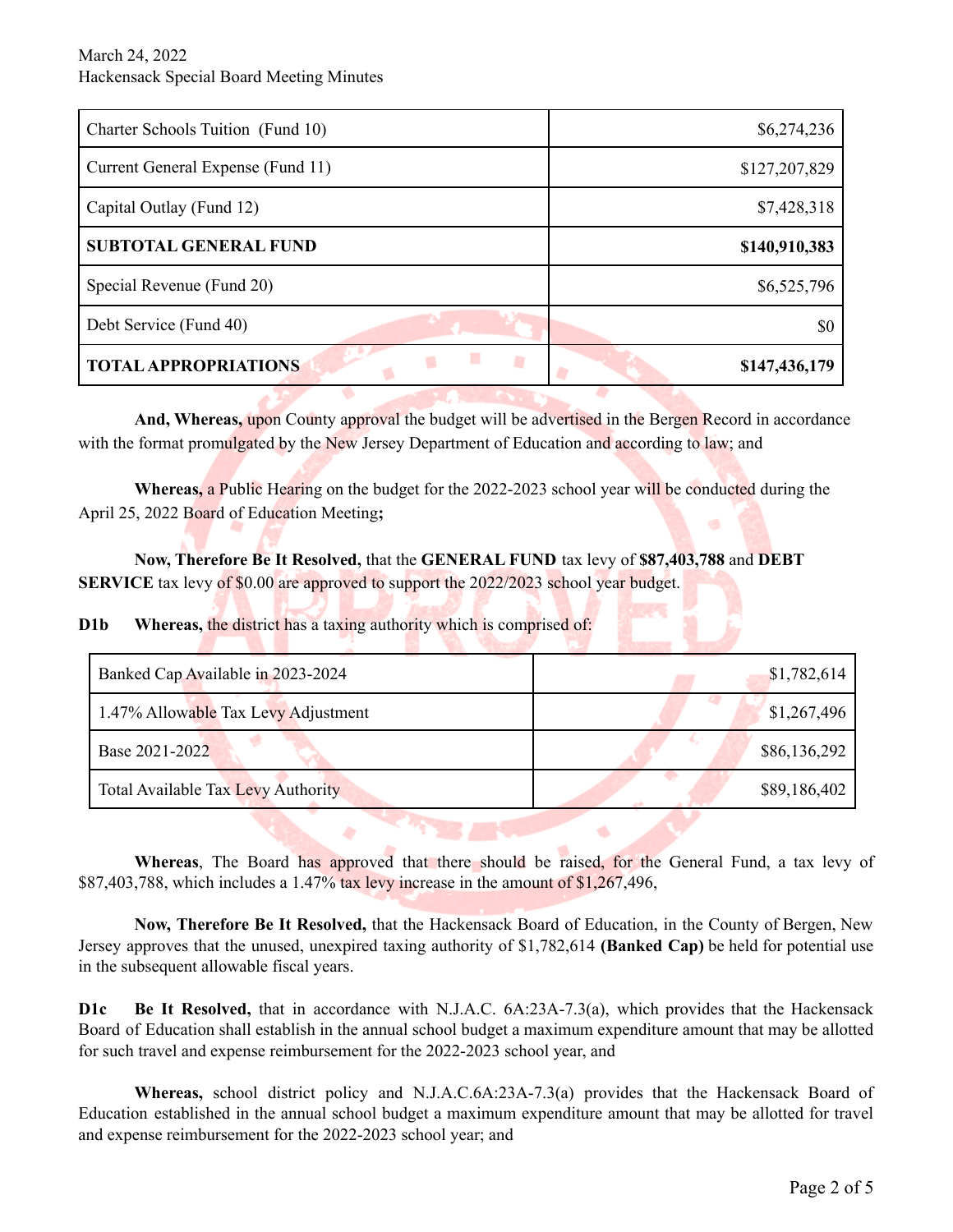| Charter Schools Tuition (Fund 10) | $6,274,236 |
|---|---|
| Current General Expense (Fund 11) | $127,207,829 |
| Capital Outlay (Fund 12) | $7,428,318 |
| **SUBTOTAL GENERAL FUND** | **$140,910,383** |
| Special Revenue (Fund 20) | $6,525,796 |
| Debt Service (Fund 40) | $0 |
| **TOTAL APPROPRIATIONS** | **$147,436,179** |

**And, Whereas,** upon County approval the budget will be advertised in the Bergen Record in accordance with the format promulgated by the New Jersey Department of Education and according to law; and

**Whereas,** a Public Hearing on the budget for the 2022-2023 school year will be conducted during the April 25, 2022 Board of Education Meeting**;**

**Now, Therefore Be It Resolved,** that the **GENERAL FUND** tax levy of **$87,403,788** and **DEBT SERVICE** tax levy of $0.00 are approved to support the 2022/2023 school year budget.

**D1b** **Whereas,** the district has a taxing authority which is comprised of:

| Banked Cap Available in 2023-2024 | $1,782,614 |
|---|---|
| 1.47% Allowable Tax Levy Adjustment | $1,267,496 |
| Base 2021-2022 | $86,136,292 |
| Total Available Tax Levy Authority | $89,186,402 |

**Whereas**, The Board has approved that there should be raised, for the General Fund, a tax levy of $87,403,788, which includes a 1.47% tax levy increase in the amount of $1,267,496,

**Now, Therefore Be It Resolved,** that the Hackensack Board of Education, in the County of Bergen, New Jersey approves that the unused, unexpired taxing authority of $1,782,614 **(Banked Cap)** be held for potential use in the subsequent allowable fiscal years.

**D1c** **Be It Resolved,** that in accordance with N.J.A.C. 6A:23A-7.3(a), which provides that the Hackensack Board of Education shall establish in the annual school budget a maximum expenditure amount that may be allotted for such travel and expense reimbursement for the 2022-2023 school year, and

**Whereas,** school district policy and N.J.A.C.6A:23A-7.3(a) provides that the Hackensack Board of Education established in the annual school budget a maximum expenditure amount that may be allotted for travel and expense reimbursement for the 2022-2023 school year; and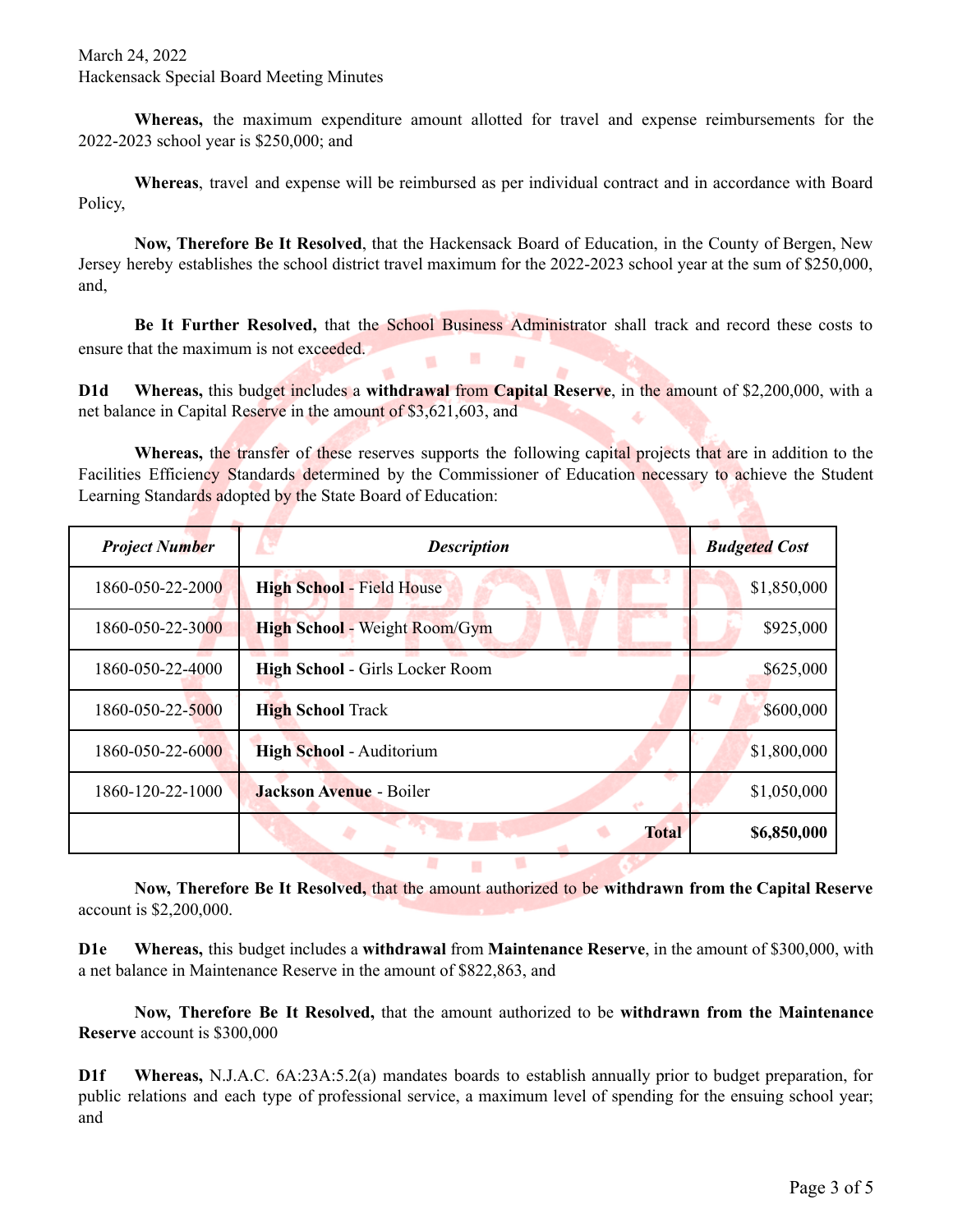**Whereas,** the maximum expenditure amount allotted for travel and expense reimbursements for the 2022-2023 school year is $250,000; and

**Whereas**, travel and expense will be reimbursed as per individual contract and in accordance with Board Policy,

**Now, Therefore Be It Resolved**, that the Hackensack Board of Education, in the County of Bergen, New Jersey hereby establishes the school district travel maximum for the 2022-2023 school year at the sum of $250,000, and,

**Be It Further Resolved,** that the School Business Administrator shall track and record these costs to ensure that the maximum is not exceeded.

**D1d** **Whereas,** this budget includes a **withdrawal** from **Capital Reserve**, in the amount of $2,200,000, with a net balance in Capital Reserve in the amount of $3,621,603, and

**Whereas,** the transfer of these reserves supports the following capital projects that are in addition to the Facilities Efficiency Standards determined by the Commissioner of Education necessary to achieve the Student Learning Standards adopted by the State Board of Education:

| ***Project Number*** | ***Description*** | ***Budgeted Cost*** |
|---|---|---|
| 1860-050-22-2000 | **High School** - Field House | $1,850,000 |
| 1860-050-22-3000 | **High School** - Weight Room/Gym | $925,000 |
| 1860-050-22-4000 | **High School** - Girls Locker Room | $625,000 |
| 1860-050-22-5000 | **High School** Track | $600,000 |
| 1860-050-22-6000 | **High School** - Auditorium | $1,800,000 |
| 1860-120-22-1000 | **Jackson Avenue** - Boiler | $1,050,000 |
| | **Total** | **$6,850,000** |

**Now, Therefore Be It Resolved,** that the amount authorized to be **withdrawn from the Capital Reserve** account is $2,200,000.

**D1e** **Whereas,** this budget includes a **withdrawal** from **Maintenance Reserve**, in the amount of $300,000, with a net balance in Maintenance Reserve in the amount of $822,863, and

**Now, Therefore Be It Resolved,** that the amount authorized to be **withdrawn from the Maintenance Reserve** account is $300,000

**D1f** **Whereas,** N.J.A.C. 6A:23A:5.2(a) mandates boards to establish annually prior to budget preparation, for public relations and each type of professional service, a maximum level of spending for the ensuing school year; and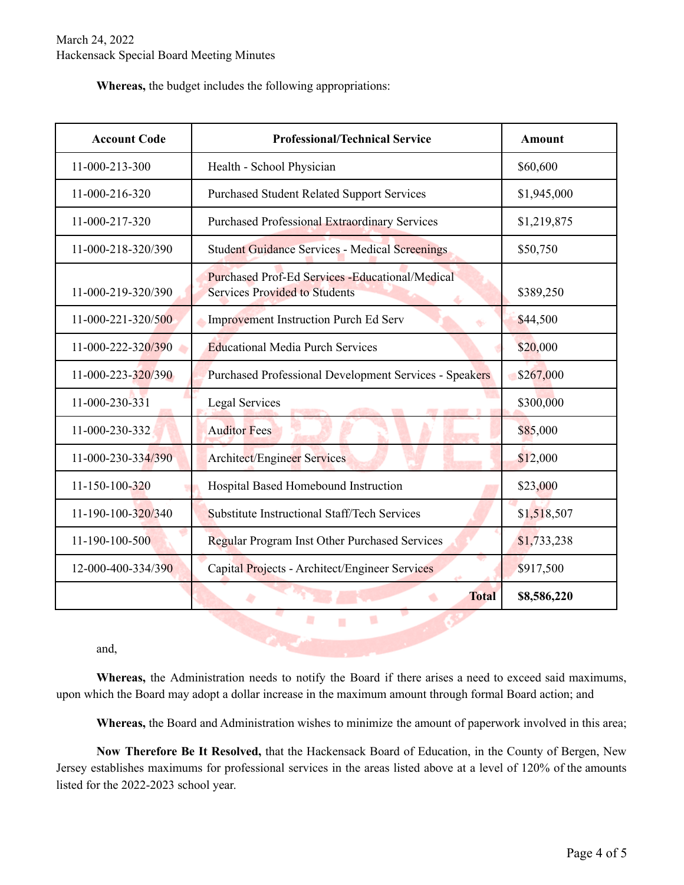**Whereas,** the budget includes the following appropriations:

| Account Code | Professional/Technical Service | Amount |
|---|---|---|
| 11-000-213-300 | Health - School Physician | $60,600 |
| 11-000-216-320 | Purchased Student Related Support Services | $1,945,000 |
| 11-000-217-320 | Purchased Professional Extraordinary Services | $1,219,875 |
| 11-000-218-320/390 | Student Guidance Services - Medical Screenings | $50,750 |
| 11-000-219-320/390 | Purchased Prof-Ed Services -Educational/Medical Services Provided to Students | $389,250 |
| 11-000-221-320/500 | Improvement Instruction Purch Ed Serv | $44,500 |
| 11-000-222-320/390 | Educational Media Purch Services | $20,000 |
| 11-000-223-320/390 | Purchased Professional Development Services - Speakers | $267,000 |
| 11-000-230-331 | Legal Services | $300,000 |
| 11-000-230-332 | Auditor Fees | $85,000 |
| 11-000-230-334/390 | Architect/Engineer Services | $12,000 |
| 11-150-100-320 | Hospital Based Homebound Instruction | $23,000 |
| 11-190-100-320/340 | Substitute Instructional Staff/Tech Services | $1,518,507 |
| 11-190-100-500 | Regular Program Inst Other Purchased Services | $1,733,238 |
| 12-000-400-334/390 | Capital Projects - Architect/Engineer Services | $917,500 |
| | **Total** | **$8,586,220** |

and,

**Whereas,** the Administration needs to notify the Board if there arises a need to exceed said maximums, upon which the Board may adopt a dollar increase in the maximum amount through formal Board action; and

**Whereas,** the Board and Administration wishes to minimize the amount of paperwork involved in this area;

**Now Therefore Be It Resolved,** that the Hackensack Board of Education, in the County of Bergen, New Jersey establishes maximums for professional services in the areas listed above at a level of 120% of the amounts listed for the 2022-2023 school year.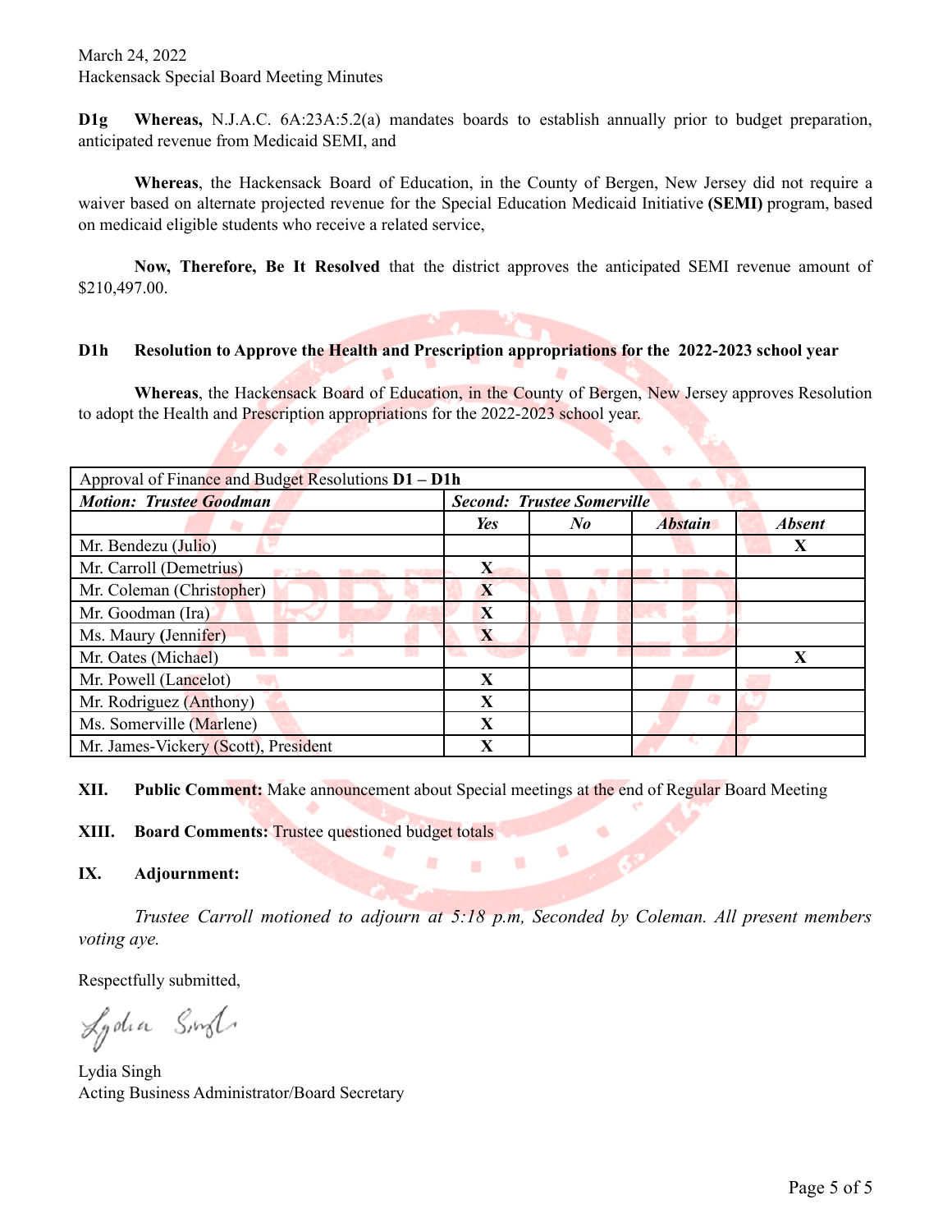**D1g Whereas,** N.J.A.C. 6A:23A:5.2(a) mandates boards to establish annually prior to budget preparation, anticipated revenue from Medicaid SEMI, and

**Whereas**, the Hackensack Board of Education, in the County of Bergen, New Jersey did not require a waiver based on alternate projected revenue for the Special Education Medicaid Initiative **(SEMI)** program, based on medicaid eligible students who receive a related service,

**Now, Therefore, Be It Resolved** that the district approves the anticipated SEMI revenue amount of $210,497.00.

**D1h Resolution to Approve the Health and Prescription appropriations for the 2022-2023 school year**

**Whereas**, the Hackensack Board of Education, in the County of Bergen, New Jersey approves Resolution to adopt the Health and Prescription appropriations for the 2022-2023 school year.

| Approval of Finance and Budget Resolutions **D1 – D1h** | | | | |
|---|---|---|---|---|
| ***Motion: Trustee Goodman*** | ***Second: Trustee Somerville*** | | | |
| | ***Yes*** | ***No*** | ***Abstain*** | ***Absent*** |
| Mr. Bendezu (Julio) | | | | **X** |
| Mr. Carroll (Demetrius) | **X** | | | |
| Mr. Coleman (Christopher) | **X** | | | |
| Mr. Goodman (Ira) | **X** | | | |
| Ms. Maury (Jennifer) | **X** | | | |
| Mr. Oates (Michael) | | | | **X** |
| Mr. Powell (Lancelot) | **X** | | | |
| Mr. Rodriguez (Anthony) | **X** | | | |
| Ms. Somerville (Marlene) | **X** | | | |
| Mr. James-Vickery (Scott), President | **X** | | | |

**XII. Public Comment:** Make announcement about Special meetings at the end of Regular Board Meeting

**XIII. Board Comments:** Trustee questioned budget totals

**IX. Adjournment:**

*Trustee Carroll motioned to adjourn at 5:18 p.m, Seconded by Coleman. All present members voting aye.*

Respectfully submitted,

Lydia Singh
Acting Business Administrator/Board Secretary